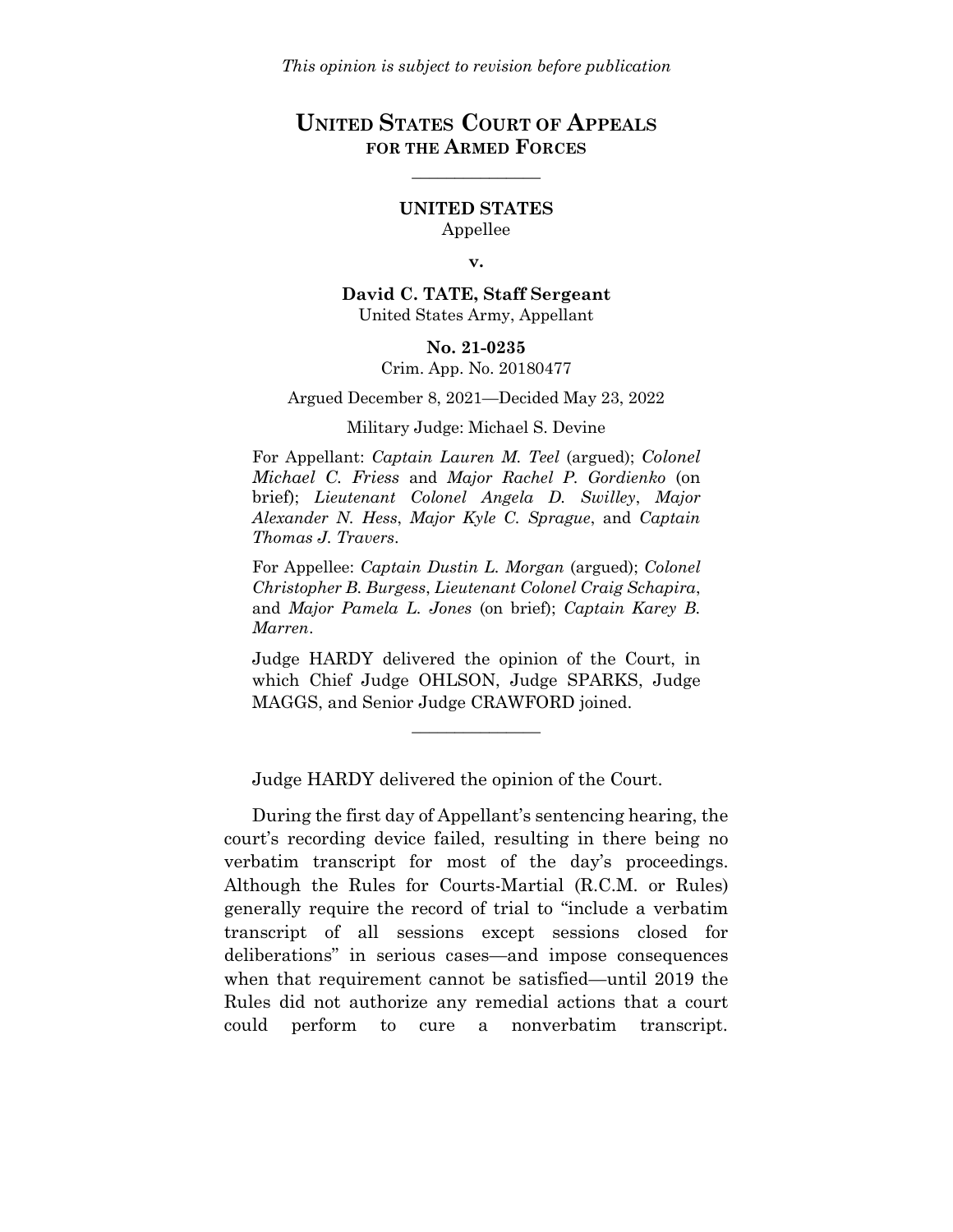*This opinion is subject to revision before publication*

# UNITED STATES COURT OF APPEALS FOR THE ARMED FORCES

---

**UNITED STATES**
Appellee

**v.**

**David C. TATE, Staff Sergeant**
United States Army, Appellant

**No. 21-0235**
Crim. App. No. 20180477

Argued December 8, 2021—Decided May 23, 2022

Military Judge: Michael S. Devine

For Appellant: *Captain Lauren M. Teel* (argued); *Colonel Michael C. Friess* and *Major Rachel P. Gordienko* (on brief); *Lieutenant Colonel Angela D. Swilley*, *Major Alexander N. Hess*, *Major Kyle C. Sprague*, and *Captain Thomas J. Travers*.

For Appellee: *Captain Dustin L. Morgan* (argued); *Colonel Christopher B. Burgess*, *Lieutenant Colonel Craig Schapira*, and *Major Pamela L. Jones* (on brief); *Captain Karey B. Marren*.

Judge HARDY delivered the opinion of the Court, in which Chief Judge OHLSON, Judge SPARKS, Judge MAGGS, and Senior Judge CRAWFORD joined.

---

Judge HARDY delivered the opinion of the Court.

During the first day of Appellant's sentencing hearing, the court's recording device failed, resulting in there being no verbatim transcript for most of the day's proceedings. Although the Rules for Courts-Martial (R.C.M. or Rules) generally require the record of trial to "include a verbatim transcript of all sessions except sessions closed for deliberations" in serious cases—and impose consequences when that requirement cannot be satisfied—until 2019 the Rules did not authorize any remedial actions that a court could perform to cure a nonverbatim transcript.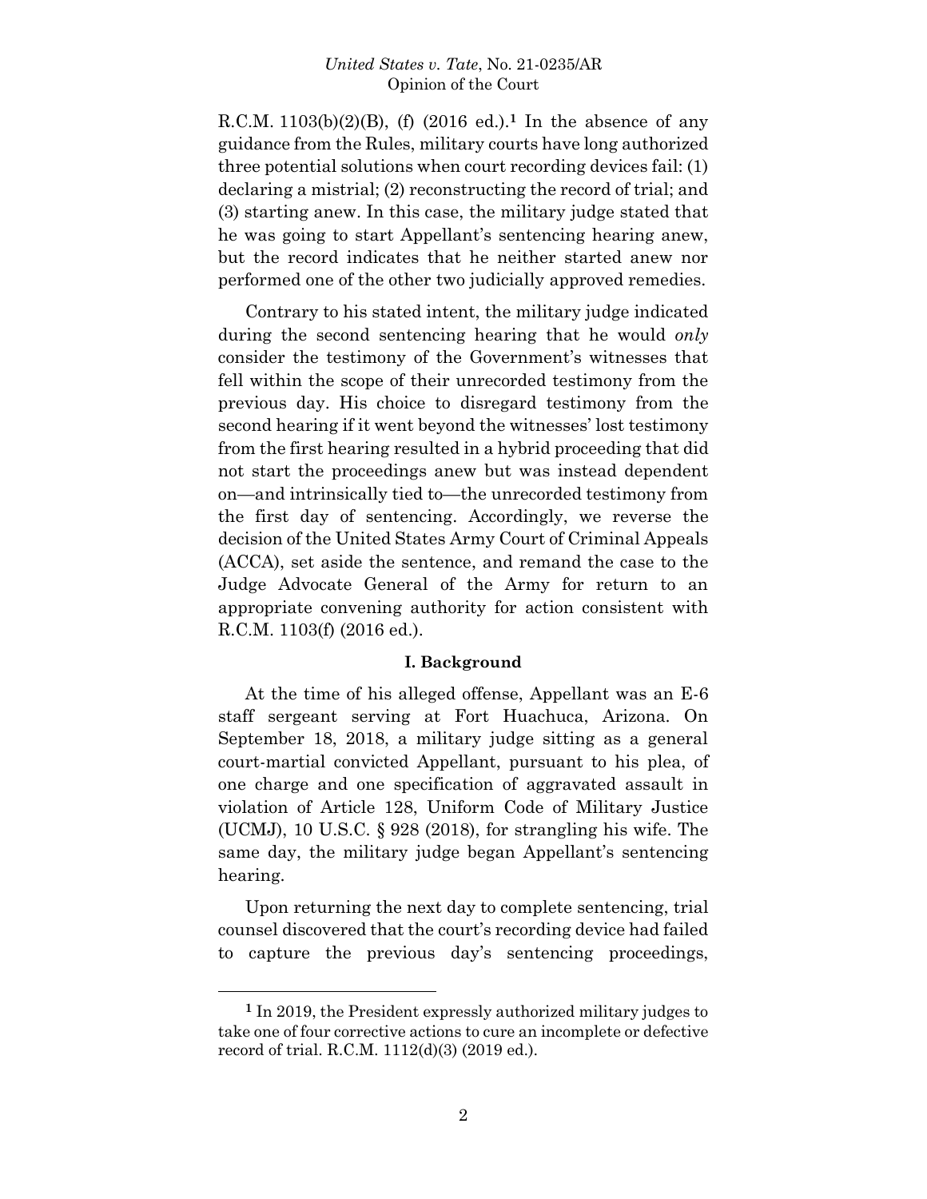R.C.M. 1103(b)(2)(B), (f) (2016 ed.).[1] In the absence of any guidance from the Rules, military courts have long authorized three potential solutions when court recording devices fail: (1) declaring a mistrial; (2) reconstructing the record of trial; and (3) starting anew. In this case, the military judge stated that he was going to start Appellant's sentencing hearing anew, but the record indicates that he neither started anew nor performed one of the other two judicially approved remedies.

Contrary to his stated intent, the military judge indicated during the second sentencing hearing that he would *only* consider the testimony of the Government's witnesses that fell within the scope of their unrecorded testimony from the previous day. His choice to disregard testimony from the second hearing if it went beyond the witnesses' lost testimony from the first hearing resulted in a hybrid proceeding that did not start the proceedings anew but was instead dependent on—and intrinsically tied to—the unrecorded testimony from the first day of sentencing. Accordingly, we reverse the decision of the United States Army Court of Criminal Appeals (ACCA), set aside the sentence, and remand the case to the Judge Advocate General of the Army for return to an appropriate convening authority for action consistent with R.C.M. 1103(f) (2016 ed.).

## I. Background

At the time of his alleged offense, Appellant was an E-6 staff sergeant serving at Fort Huachuca, Arizona. On September 18, 2018, a military judge sitting as a general court-martial convicted Appellant, pursuant to his plea, of one charge and one specification of aggravated assault in violation of Article 128, Uniform Code of Military Justice (UCMJ), 10 U.S.C. § 928 (2018), for strangling his wife. The same day, the military judge began Appellant's sentencing hearing.

Upon returning the next day to complete sentencing, trial counsel discovered that the court's recording device had failed to capture the previous day's sentencing proceedings,

---

[1] In 2019, the President expressly authorized military judges to take one of four corrective actions to cure an incomplete or defective record of trial. R.C.M. 1112(d)(3) (2019 ed.).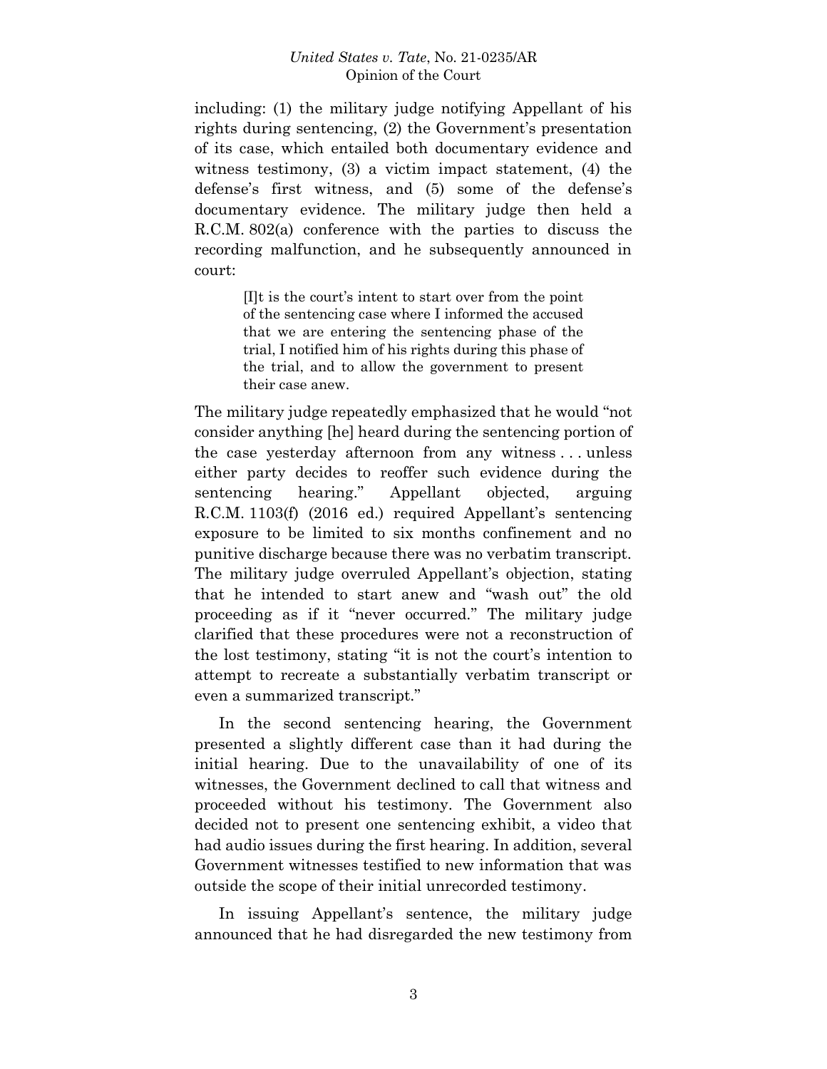including: (1) the military judge notifying Appellant of his rights during sentencing, (2) the Government's presentation of its case, which entailed both documentary evidence and witness testimony, (3) a victim impact statement, (4) the defense's first witness, and (5) some of the defense's documentary evidence. The military judge then held a R.C.M. 802(a) conference with the parties to discuss the recording malfunction, and he subsequently announced in court:

> [I]t is the court's intent to start over from the point of the sentencing case where I informed the accused that we are entering the sentencing phase of the trial, I notified him of his rights during this phase of the trial, and to allow the government to present their case anew.

The military judge repeatedly emphasized that he would "not consider anything [he] heard during the sentencing portion of the case yesterday afternoon from any witness . . . unless either party decides to reoffer such evidence during the sentencing hearing." Appellant objected, arguing R.C.M. 1103(f) (2016 ed.) required Appellant's sentencing exposure to be limited to six months confinement and no punitive discharge because there was no verbatim transcript. The military judge overruled Appellant's objection, stating that he intended to start anew and "wash out" the old proceeding as if it "never occurred." The military judge clarified that these procedures were not a reconstruction of the lost testimony, stating "it is not the court's intention to attempt to recreate a substantially verbatim transcript or even a summarized transcript."

In the second sentencing hearing, the Government presented a slightly different case than it had during the initial hearing. Due to the unavailability of one of its witnesses, the Government declined to call that witness and proceeded without his testimony. The Government also decided not to present one sentencing exhibit, a video that had audio issues during the first hearing. In addition, several Government witnesses testified to new information that was outside the scope of their initial unrecorded testimony.

In issuing Appellant's sentence, the military judge announced that he had disregarded the new testimony from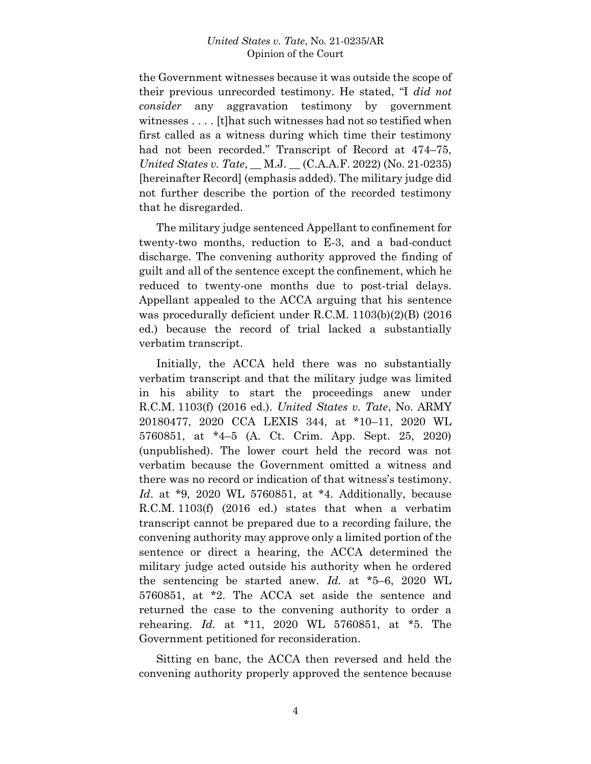the Government witnesses because it was outside the scope of their previous unrecorded testimony. He stated, "I *did not consider* any aggravation testimony by government witnesses . . . . [t]hat such witnesses had not so testified when first called as a witness during which time their testimony had not been recorded." Transcript of Record at 474–75, *United States v. Tate*, __ M.J. __ (C.A.A.F. 2022) (No. 21-0235) [hereinafter Record] (emphasis added). The military judge did not further describe the portion of the recorded testimony that he disregarded.

The military judge sentenced Appellant to confinement for twenty-two months, reduction to E-3, and a bad-conduct discharge. The convening authority approved the finding of guilt and all of the sentence except the confinement, which he reduced to twenty-one months due to post-trial delays. Appellant appealed to the ACCA arguing that his sentence was procedurally deficient under R.C.M. 1103(b)(2)(B) (2016 ed.) because the record of trial lacked a substantially verbatim transcript.

Initially, the ACCA held there was no substantially verbatim transcript and that the military judge was limited in his ability to start the proceedings anew under R.C.M. 1103(f) (2016 ed.). *United States v. Tate*, No. ARMY 20180477, 2020 CCA LEXIS 344, at *10–11, 2020 WL 5760851, at *4–5 (A. Ct. Crim. App. Sept. 25, 2020) (unpublished). The lower court held the record was not verbatim because the Government omitted a witness and there was no record or indication of that witness's testimony. *Id*. at *9, 2020 WL 5760851, at *4. Additionally, because R.C.M. 1103(f) (2016 ed.) states that when a verbatim transcript cannot be prepared due to a recording failure, the convening authority may approve only a limited portion of the sentence or direct a hearing, the ACCA determined the military judge acted outside his authority when he ordered the sentencing be started anew. *Id.* at *5–6, 2020 WL 5760851, at *2. The ACCA set aside the sentence and returned the case to the convening authority to order a rehearing. *Id.* at *11, 2020 WL 5760851, at *5. The Government petitioned for reconsideration.

Sitting en banc, the ACCA then reversed and held the convening authority properly approved the sentence because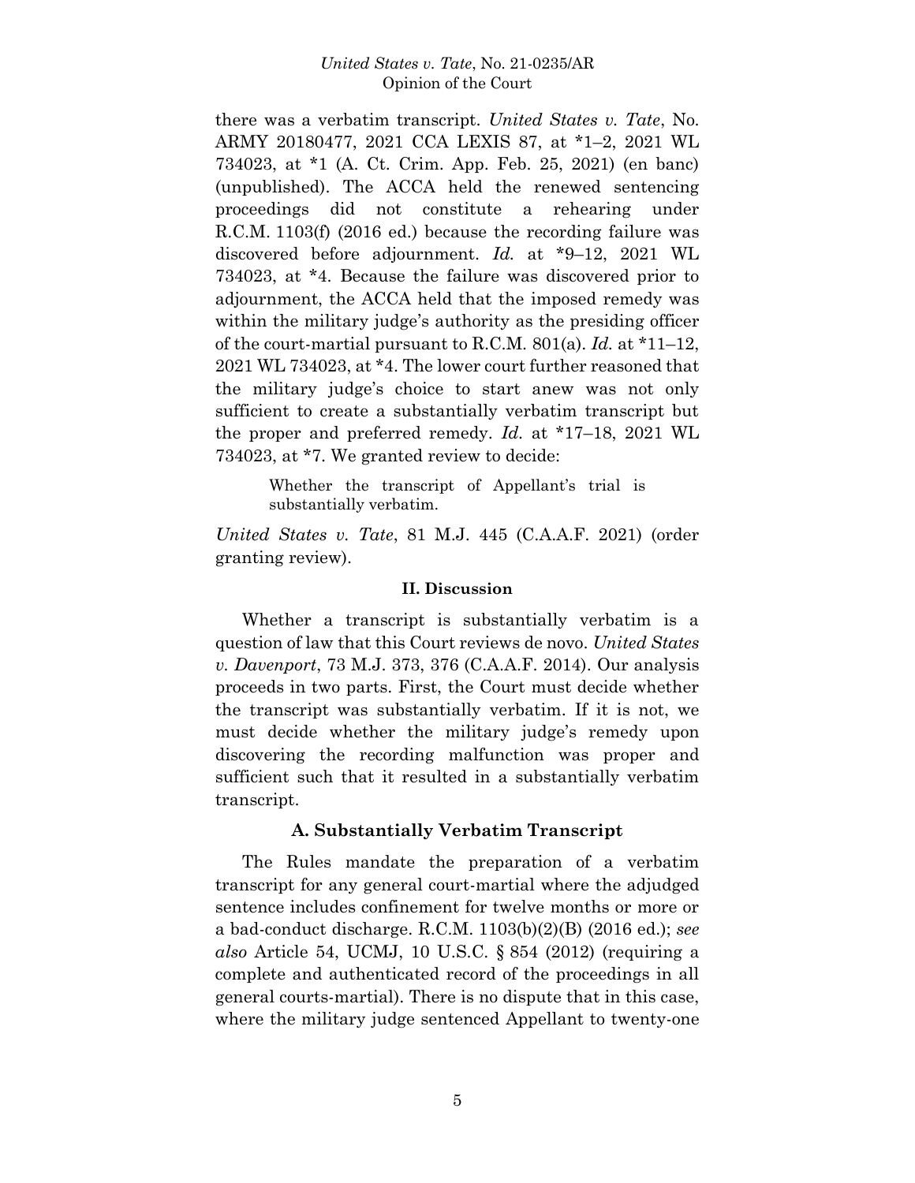there was a verbatim transcript. *United States v. Tate*, No. ARMY 20180477, 2021 CCA LEXIS 87, at *1–2, 2021 WL 734023, at *1 (A. Ct. Crim. App. Feb. 25, 2021) (en banc) (unpublished). The ACCA held the renewed sentencing proceedings did not constitute a rehearing under R.C.M. 1103(f) (2016 ed.) because the recording failure was discovered before adjournment. *Id.* at *9–12, 2021 WL 734023, at *4. Because the failure was discovered prior to adjournment, the ACCA held that the imposed remedy was within the military judge's authority as the presiding officer of the court-martial pursuant to R.C.M. 801(a). *Id.* at *11–12, 2021 WL 734023, at *4. The lower court further reasoned that the military judge's choice to start anew was not only sufficient to create a substantially verbatim transcript but the proper and preferred remedy. *Id.* at *17–18, 2021 WL 734023, at *7. We granted review to decide:

> Whether the transcript of Appellant's trial is substantially verbatim.

*United States v. Tate*, 81 M.J. 445 (C.A.A.F. 2021) (order granting review).

## II. Discussion

Whether a transcript is substantially verbatim is a question of law that this Court reviews de novo. *United States v. Davenport*, 73 M.J. 373, 376 (C.A.A.F. 2014). Our analysis proceeds in two parts. First, the Court must decide whether the transcript was substantially verbatim. If it is not, we must decide whether the military judge's remedy upon discovering the recording malfunction was proper and sufficient such that it resulted in a substantially verbatim transcript.

### A. Substantially Verbatim Transcript

The Rules mandate the preparation of a verbatim transcript for any general court-martial where the adjudged sentence includes confinement for twelve months or more or a bad-conduct discharge. R.C.M. 1103(b)(2)(B) (2016 ed.); *see also* Article 54, UCMJ, 10 U.S.C. § 854 (2012) (requiring a complete and authenticated record of the proceedings in all general courts-martial). There is no dispute that in this case, where the military judge sentenced Appellant to twenty-one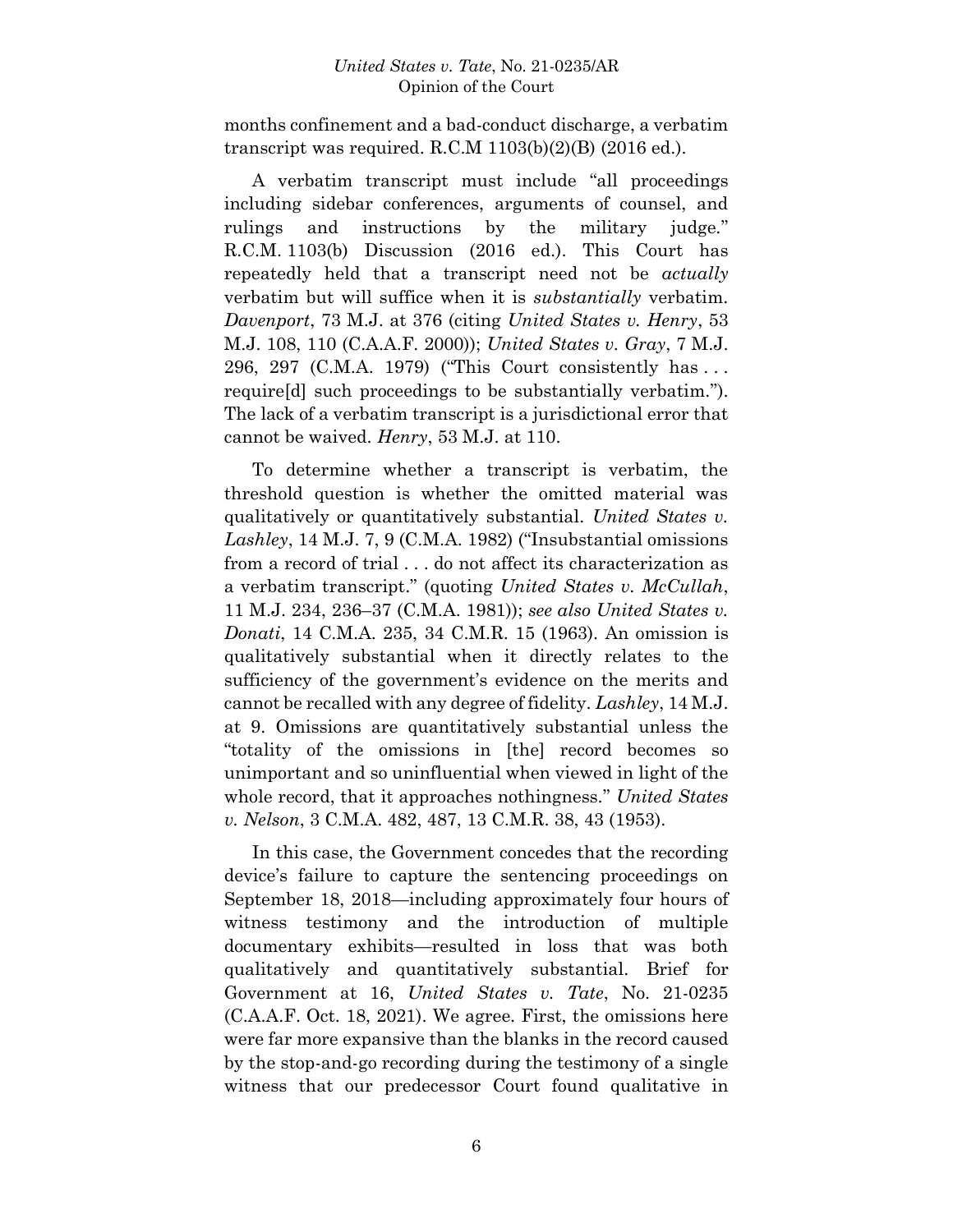months confinement and a bad-conduct discharge, a verbatim transcript was required. R.C.M 1103(b)(2)(B) (2016 ed.).

A verbatim transcript must include "all proceedings including sidebar conferences, arguments of counsel, and rulings and instructions by the military judge." R.C.M. 1103(b) Discussion (2016 ed.). This Court has repeatedly held that a transcript need not be *actually* verbatim but will suffice when it is *substantially* verbatim. *Davenport*, 73 M.J. at 376 (citing *United States v. Henry*, 53 M.J. 108, 110 (C.A.A.F. 2000)); *United States v. Gray*, 7 M.J. 296, 297 (C.M.A. 1979) ("This Court consistently has . . . require[d] such proceedings to be substantially verbatim."). The lack of a verbatim transcript is a jurisdictional error that cannot be waived. *Henry*, 53 M.J. at 110.

To determine whether a transcript is verbatim, the threshold question is whether the omitted material was qualitatively or quantitatively substantial. *United States v. Lashley*, 14 M.J. 7, 9 (C.M.A. 1982) ("Insubstantial omissions from a record of trial . . . do not affect its characterization as a verbatim transcript." (quoting *United States v. McCullah*, 11 M.J. 234, 236–37 (C.M.A. 1981)); *see also United States v. Donati*, 14 C.M.A. 235, 34 C.M.R. 15 (1963). An omission is qualitatively substantial when it directly relates to the sufficiency of the government's evidence on the merits and cannot be recalled with any degree of fidelity. *Lashley*, 14 M.J. at 9. Omissions are quantitatively substantial unless the "totality of the omissions in [the] record becomes so unimportant and so uninfluential when viewed in light of the whole record, that it approaches nothingness." *United States v. Nelson*, 3 C.M.A. 482, 487, 13 C.M.R. 38, 43 (1953).

In this case, the Government concedes that the recording device's failure to capture the sentencing proceedings on September 18, 2018—including approximately four hours of witness testimony and the introduction of multiple documentary exhibits—resulted in loss that was both qualitatively and quantitatively substantial. Brief for Government at 16, *United States v. Tate*, No. 21-0235 (C.A.A.F. Oct. 18, 2021). We agree. First, the omissions here were far more expansive than the blanks in the record caused by the stop-and-go recording during the testimony of a single witness that our predecessor Court found qualitative in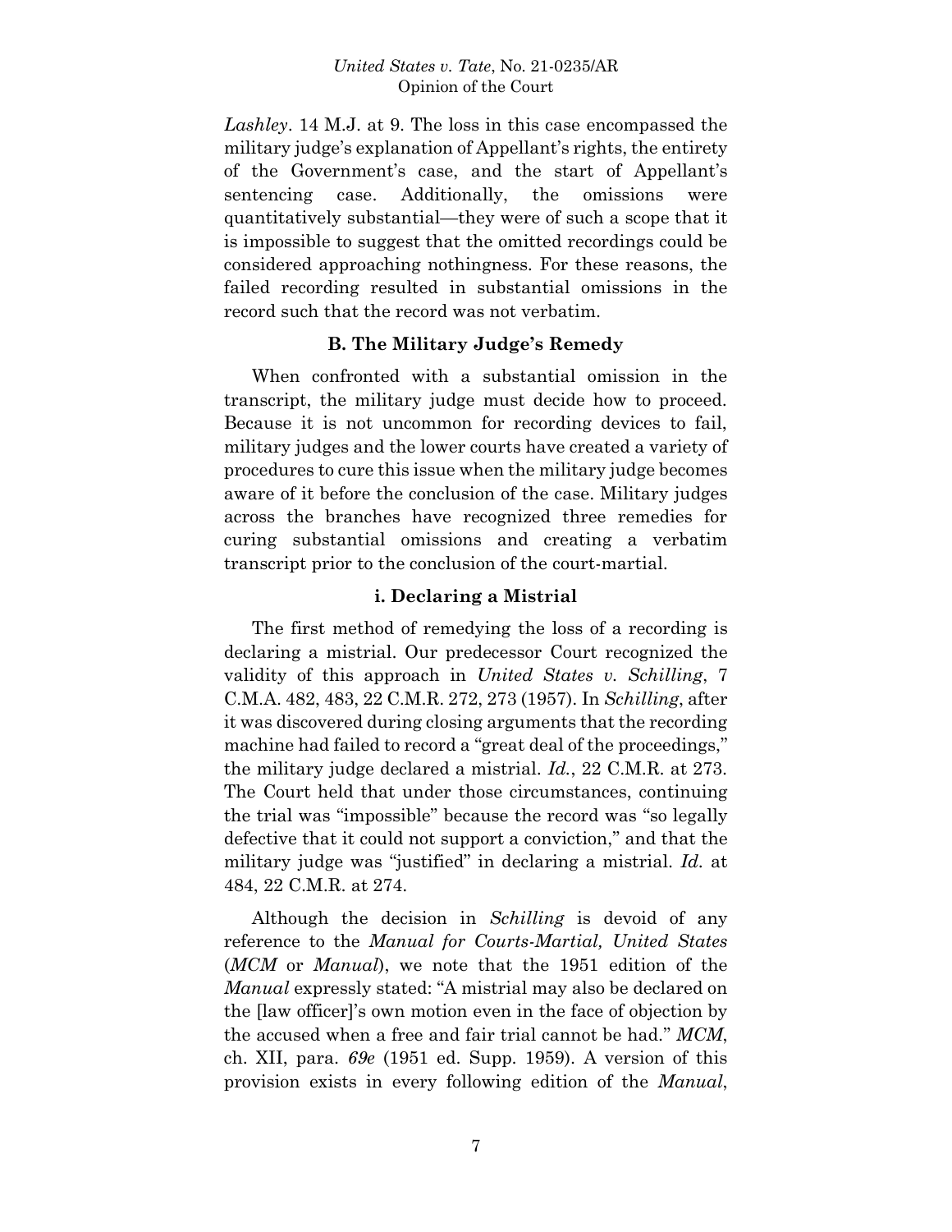*Lashley*. 14 M.J. at 9. The loss in this case encompassed the military judge's explanation of Appellant's rights, the entirety of the Government's case, and the start of Appellant's sentencing case. Additionally, the omissions were quantitatively substantial—they were of such a scope that it is impossible to suggest that the omitted recordings could be considered approaching nothingness. For these reasons, the failed recording resulted in substantial omissions in the record such that the record was not verbatim.

### B. The Military Judge's Remedy

When confronted with a substantial omission in the transcript, the military judge must decide how to proceed. Because it is not uncommon for recording devices to fail, military judges and the lower courts have created a variety of procedures to cure this issue when the military judge becomes aware of it before the conclusion of the case. Military judges across the branches have recognized three remedies for curing substantial omissions and creating a verbatim transcript prior to the conclusion of the court-martial.

#### i. Declaring a Mistrial

The first method of remedying the loss of a recording is declaring a mistrial. Our predecessor Court recognized the validity of this approach in *United States v. Schilling*, 7 C.M.A. 482, 483, 22 C.M.R. 272, 273 (1957). In *Schilling*, after it was discovered during closing arguments that the recording machine had failed to record a "great deal of the proceedings," the military judge declared a mistrial. *Id.*, 22 C.M.R. at 273. The Court held that under those circumstances, continuing the trial was "impossible" because the record was "so legally defective that it could not support a conviction," and that the military judge was "justified" in declaring a mistrial. *Id.* at 484, 22 C.M.R. at 274.

Although the decision in *Schilling* is devoid of any reference to the *Manual for Courts-Martial, United States* (*MCM* or *Manual*), we note that the 1951 edition of the *Manual* expressly stated: "A mistrial may also be declared on the [law officer]'s own motion even in the face of objection by the accused when a free and fair trial cannot be had." *MCM*, ch. XII, para. *69e* (1951 ed. Supp. 1959). A version of this provision exists in every following edition of the *Manual*,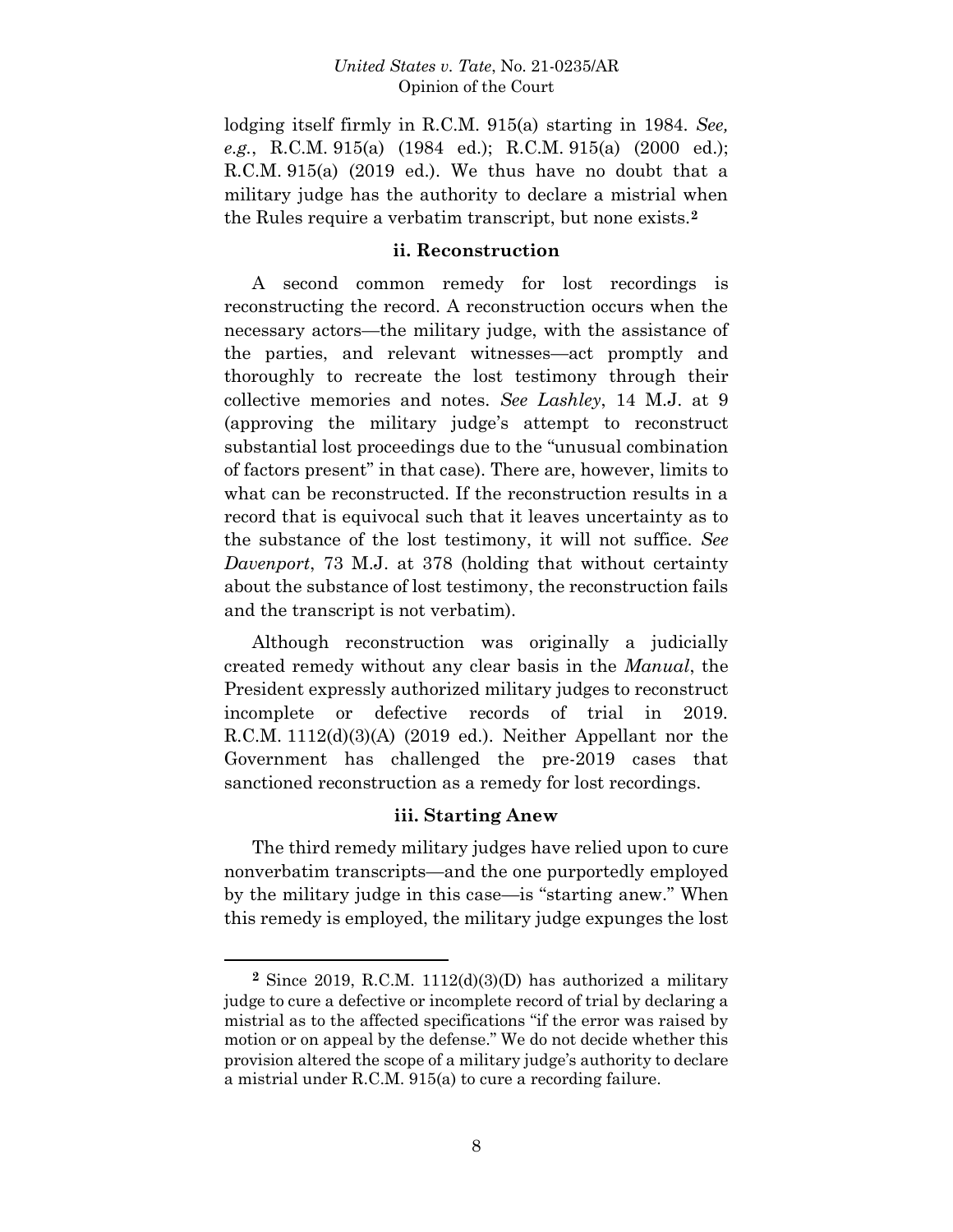lodging itself firmly in R.C.M. 915(a) starting in 1984. *See, e.g.*, R.C.M. 915(a) (1984 ed.); R.C.M. 915(a) (2000 ed.); R.C.M. 915(a) (2019 ed.). We thus have no doubt that a military judge has the authority to declare a mistrial when the Rules require a verbatim transcript, but none exists.[2]

### ii. Reconstruction

A second common remedy for lost recordings is reconstructing the record. A reconstruction occurs when the necessary actors—the military judge, with the assistance of the parties, and relevant witnesses—act promptly and thoroughly to recreate the lost testimony through their collective memories and notes. *See Lashley*, 14 M.J. at 9 (approving the military judge's attempt to reconstruct substantial lost proceedings due to the "unusual combination of factors present" in that case). There are, however, limits to what can be reconstructed. If the reconstruction results in a record that is equivocal such that it leaves uncertainty as to the substance of the lost testimony, it will not suffice. *See Davenport*, 73 M.J. at 378 (holding that without certainty about the substance of lost testimony, the reconstruction fails and the transcript is not verbatim).

Although reconstruction was originally a judicially created remedy without any clear basis in the *Manual*, the President expressly authorized military judges to reconstruct incomplete or defective records of trial in 2019. R.C.M. 1112(d)(3)(A) (2019 ed.). Neither Appellant nor the Government has challenged the pre-2019 cases that sanctioned reconstruction as a remedy for lost recordings.

### iii. Starting Anew

The third remedy military judges have relied upon to cure nonverbatim transcripts—and the one purportedly employed by the military judge in this case—is "starting anew." When this remedy is employed, the military judge expunges the lost

---

[2] Since 2019, R.C.M. 1112(d)(3)(D) has authorized a military judge to cure a defective or incomplete record of trial by declaring a mistrial as to the affected specifications "if the error was raised by motion or on appeal by the defense." We do not decide whether this provision altered the scope of a military judge's authority to declare a mistrial under R.C.M. 915(a) to cure a recording failure.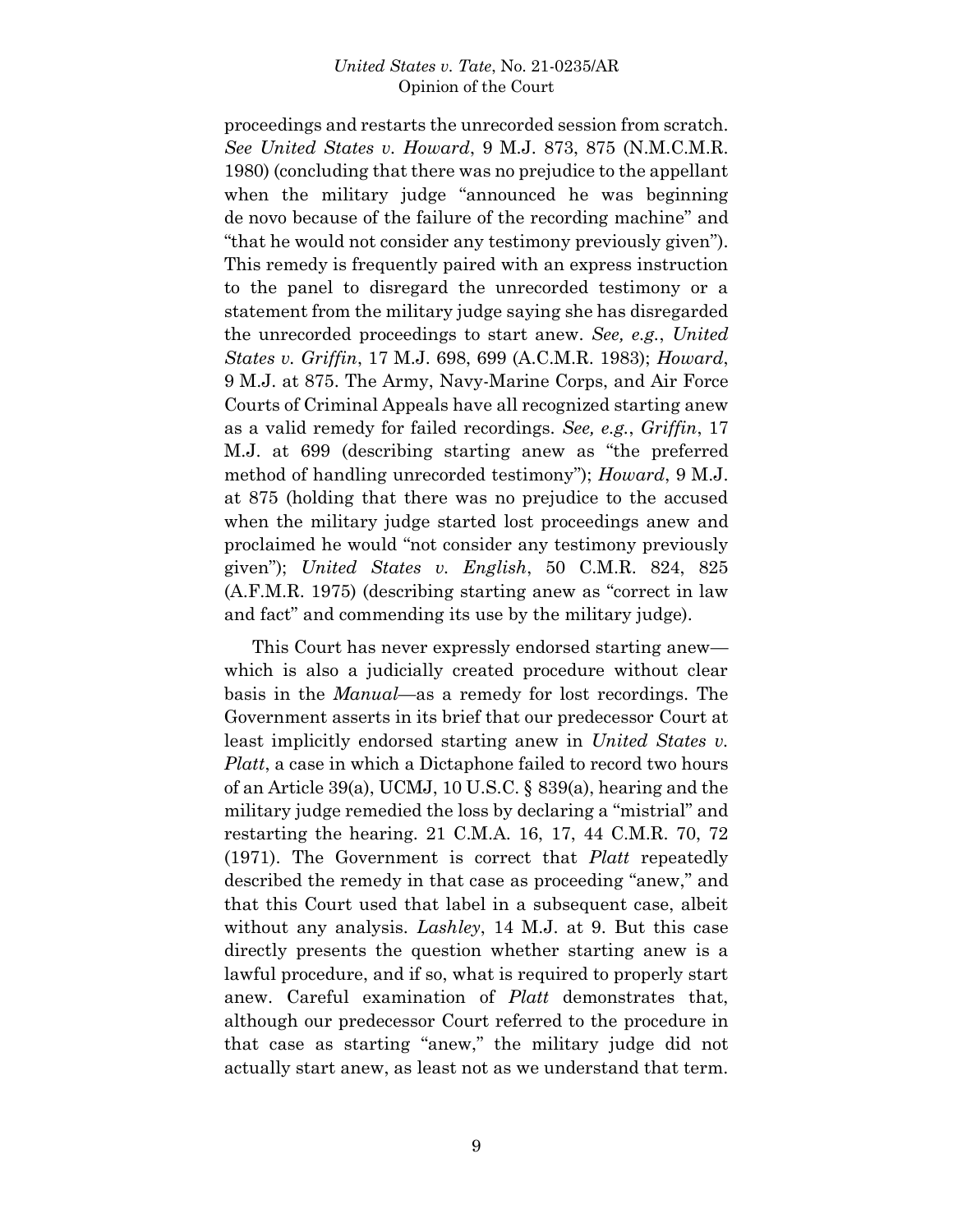proceedings and restarts the unrecorded session from scratch. *See United States v. Howard*, 9 M.J. 873, 875 (N.M.C.M.R. 1980) (concluding that there was no prejudice to the appellant when the military judge "announced he was beginning de novo because of the failure of the recording machine" and "that he would not consider any testimony previously given"). This remedy is frequently paired with an express instruction to the panel to disregard the unrecorded testimony or a statement from the military judge saying she has disregarded the unrecorded proceedings to start anew. *See, e.g.*, *United States v. Griffin*, 17 M.J. 698, 699 (A.C.M.R. 1983); *Howard*, 9 M.J. at 875. The Army, Navy-Marine Corps, and Air Force Courts of Criminal Appeals have all recognized starting anew as a valid remedy for failed recordings. *See, e.g.*, *Griffin*, 17 M.J. at 699 (describing starting anew as "the preferred method of handling unrecorded testimony"); *Howard*, 9 M.J. at 875 (holding that there was no prejudice to the accused when the military judge started lost proceedings anew and proclaimed he would "not consider any testimony previously given"); *United States v. English*, 50 C.M.R. 824, 825 (A.F.M.R. 1975) (describing starting anew as "correct in law and fact" and commending its use by the military judge).

This Court has never expressly endorsed starting anew—which is also a judicially created procedure without clear basis in the *Manual*—as a remedy for lost recordings. The Government asserts in its brief that our predecessor Court at least implicitly endorsed starting anew in *United States v. Platt*, a case in which a Dictaphone failed to record two hours of an Article 39(a), UCMJ, 10 U.S.C. § 839(a), hearing and the military judge remedied the loss by declaring a "mistrial" and restarting the hearing. 21 C.M.A. 16, 17, 44 C.M.R. 70, 72 (1971). The Government is correct that *Platt* repeatedly described the remedy in that case as proceeding "anew," and that this Court used that label in a subsequent case, albeit without any analysis. *Lashley*, 14 M.J. at 9. But this case directly presents the question whether starting anew is a lawful procedure, and if so, what is required to properly start anew. Careful examination of *Platt* demonstrates that, although our predecessor Court referred to the procedure in that case as starting "anew," the military judge did not actually start anew, as least not as we understand that term.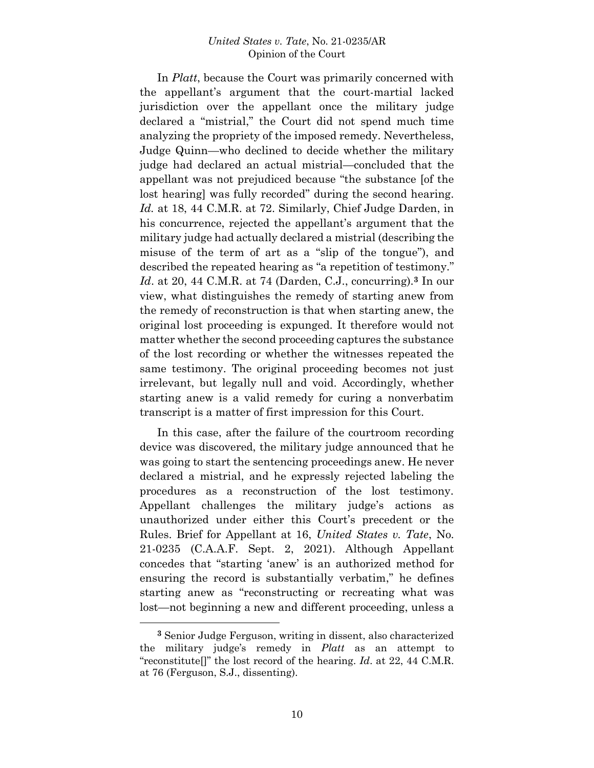In *Platt*, because the Court was primarily concerned with the appellant's argument that the court-martial lacked jurisdiction over the appellant once the military judge declared a "mistrial," the Court did not spend much time analyzing the propriety of the imposed remedy. Nevertheless, Judge Quinn—who declined to decide whether the military judge had declared an actual mistrial—concluded that the appellant was not prejudiced because "the substance [of the lost hearing] was fully recorded" during the second hearing. *Id.* at 18, 44 C.M.R. at 72. Similarly, Chief Judge Darden, in his concurrence, rejected the appellant's argument that the military judge had actually declared a mistrial (describing the misuse of the term of art as a "slip of the tongue"), and described the repeated hearing as "a repetition of testimony." *Id*. at 20, 44 C.M.R. at 74 (Darden, C.J., concurring).[3] In our view, what distinguishes the remedy of starting anew from the remedy of reconstruction is that when starting anew, the original lost proceeding is expunged. It therefore would not matter whether the second proceeding captures the substance of the lost recording or whether the witnesses repeated the same testimony. The original proceeding becomes not just irrelevant, but legally null and void. Accordingly, whether starting anew is a valid remedy for curing a nonverbatim transcript is a matter of first impression for this Court.

In this case, after the failure of the courtroom recording device was discovered, the military judge announced that he was going to start the sentencing proceedings anew. He never declared a mistrial, and he expressly rejected labeling the procedures as a reconstruction of the lost testimony. Appellant challenges the military judge's actions as unauthorized under either this Court's precedent or the Rules. Brief for Appellant at 16, *United States v. Tate*, No. 21-0235 (C.A.A.F. Sept. 2, 2021). Although Appellant concedes that "starting 'anew' is an authorized method for ensuring the record is substantially verbatim," he defines starting anew as "reconstructing or recreating what was lost—not beginning a new and different proceeding, unless a

---

[3] Senior Judge Ferguson, writing in dissent, also characterized the military judge's remedy in *Platt* as an attempt to "reconstitute[]" the lost record of the hearing. *Id*. at 22, 44 C.M.R. at 76 (Ferguson, S.J., dissenting).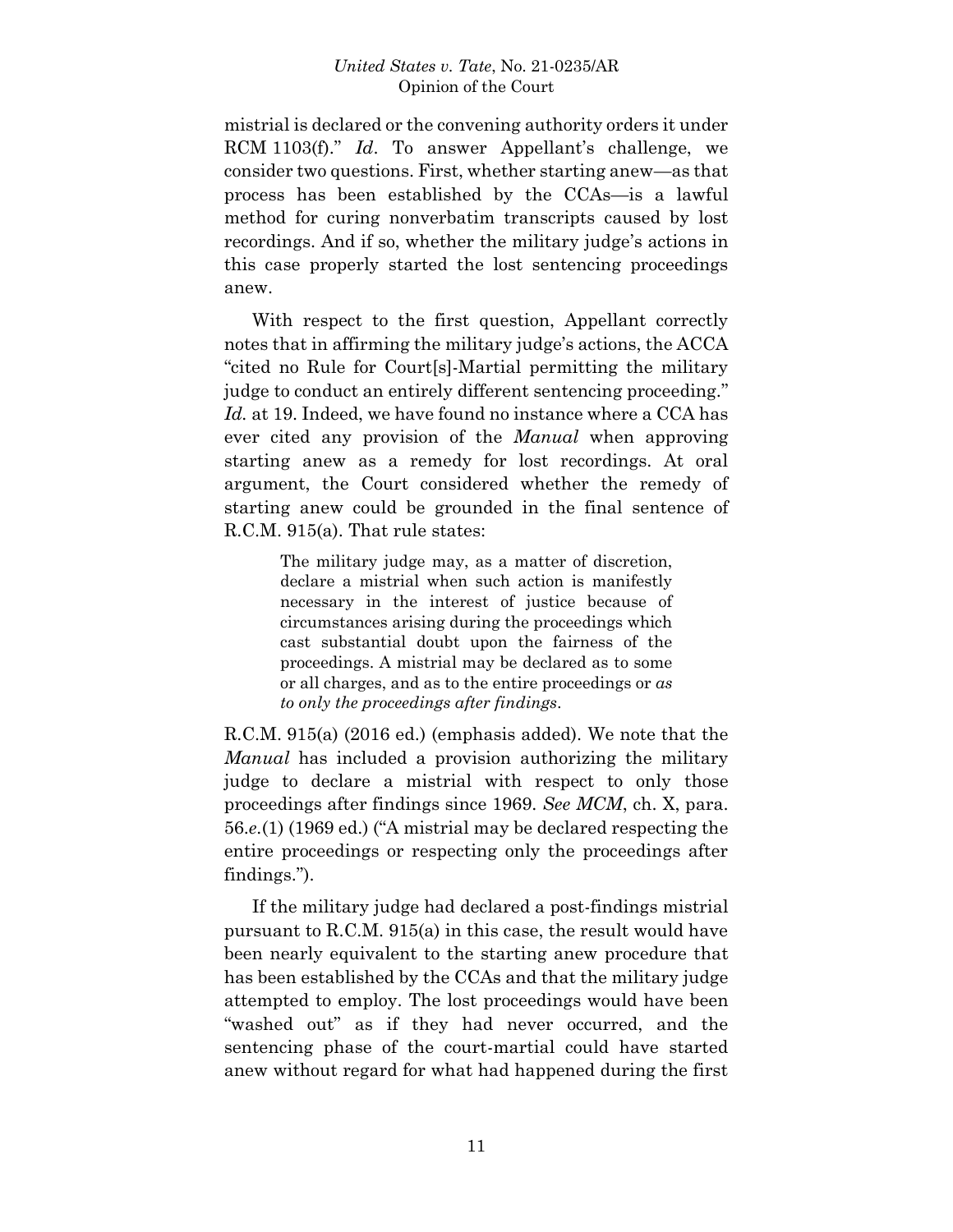mistrial is declared or the convening authority orders it under RCM 1103(f)." *Id*. To answer Appellant's challenge, we consider two questions. First, whether starting anew—as that process has been established by the CCAs—is a lawful method for curing nonverbatim transcripts caused by lost recordings. And if so, whether the military judge's actions in this case properly started the lost sentencing proceedings anew.

With respect to the first question, Appellant correctly notes that in affirming the military judge's actions, the ACCA "cited no Rule for Court[s]-Martial permitting the military judge to conduct an entirely different sentencing proceeding." *Id.* at 19. Indeed, we have found no instance where a CCA has ever cited any provision of the *Manual* when approving starting anew as a remedy for lost recordings. At oral argument, the Court considered whether the remedy of starting anew could be grounded in the final sentence of R.C.M. 915(a). That rule states:

> The military judge may, as a matter of discretion, declare a mistrial when such action is manifestly necessary in the interest of justice because of circumstances arising during the proceedings which cast substantial doubt upon the fairness of the proceedings. A mistrial may be declared as to some or all charges, and as to the entire proceedings or *as to only the proceedings after findings*.

R.C.M. 915(a) (2016 ed.) (emphasis added). We note that the *Manual* has included a provision authorizing the military judge to declare a mistrial with respect to only those proceedings after findings since 1969. *See MCM*, ch. X, para. 56.*e*.(1) (1969 ed.) ("A mistrial may be declared respecting the entire proceedings or respecting only the proceedings after findings.").

If the military judge had declared a post-findings mistrial pursuant to R.C.M. 915(a) in this case, the result would have been nearly equivalent to the starting anew procedure that has been established by the CCAs and that the military judge attempted to employ. The lost proceedings would have been "washed out" as if they had never occurred, and the sentencing phase of the court-martial could have started anew without regard for what had happened during the first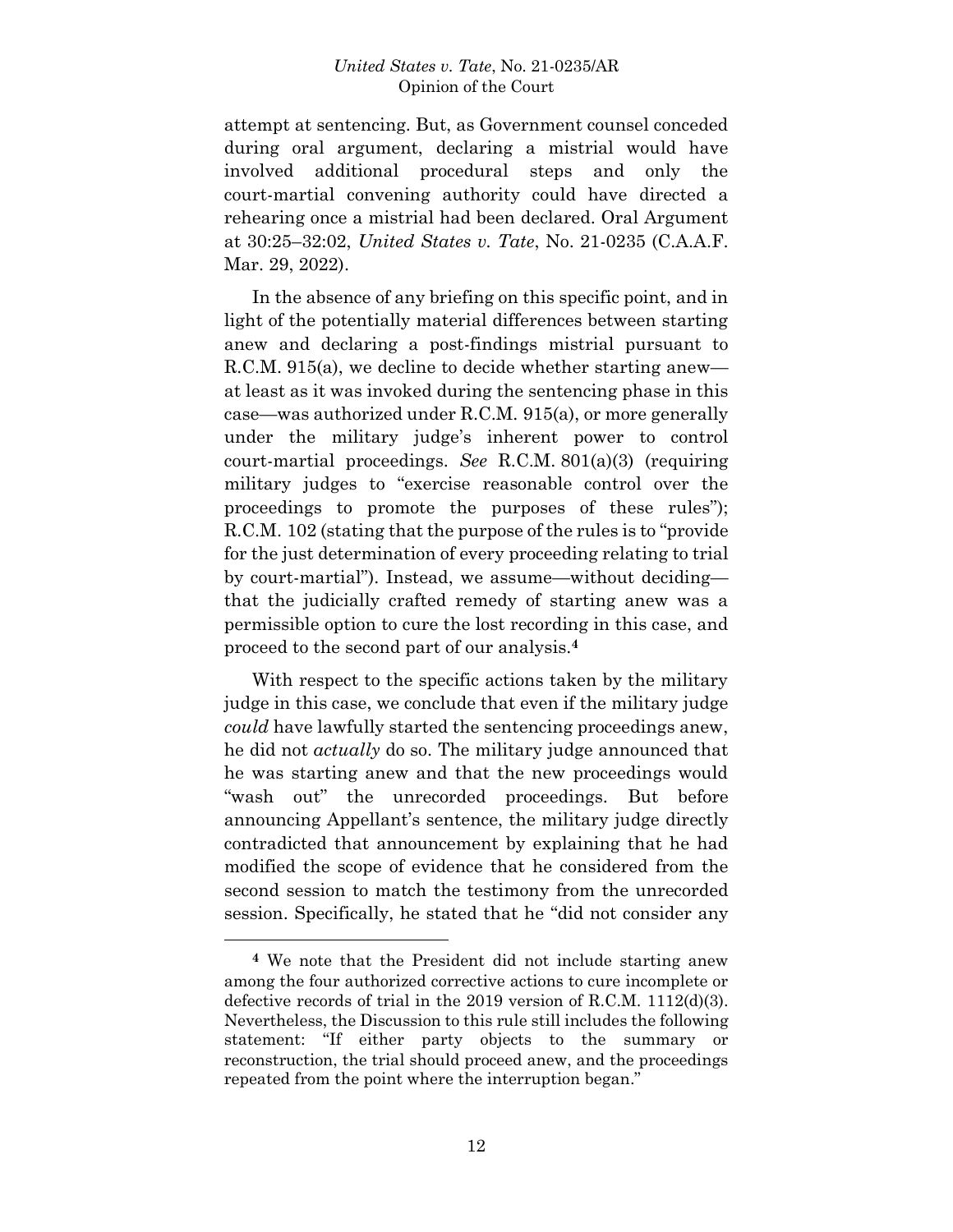attempt at sentencing. But, as Government counsel conceded during oral argument, declaring a mistrial would have involved additional procedural steps and only the court-martial convening authority could have directed a rehearing once a mistrial had been declared. Oral Argument at 30:25–32:02, *United States v. Tate*, No. 21-0235 (C.A.A.F. Mar. 29, 2022).

In the absence of any briefing on this specific point, and in light of the potentially material differences between starting anew and declaring a post-findings mistrial pursuant to R.C.M. 915(a), we decline to decide whether starting anew—at least as it was invoked during the sentencing phase in this case—was authorized under R.C.M. 915(a), or more generally under the military judge's inherent power to control court-martial proceedings. *See* R.C.M. 801(a)(3) (requiring military judges to "exercise reasonable control over the proceedings to promote the purposes of these rules"); R.C.M. 102 (stating that the purpose of the rules is to "provide for the just determination of every proceeding relating to trial by court-martial"). Instead, we assume—without deciding—that the judicially crafted remedy of starting anew was a permissible option to cure the lost recording in this case, and proceed to the second part of our analysis.[4]

With respect to the specific actions taken by the military judge in this case, we conclude that even if the military judge *could* have lawfully started the sentencing proceedings anew, he did not *actually* do so. The military judge announced that he was starting anew and that the new proceedings would "wash out" the unrecorded proceedings. But before announcing Appellant's sentence, the military judge directly contradicted that announcement by explaining that he had modified the scope of evidence that he considered from the second session to match the testimony from the unrecorded session. Specifically, he stated that he "did not consider any

---

[4] We note that the President did not include starting anew among the four authorized corrective actions to cure incomplete or defective records of trial in the 2019 version of R.C.M. 1112(d)(3). Nevertheless, the Discussion to this rule still includes the following statement: "If either party objects to the summary or reconstruction, the trial should proceed anew, and the proceedings repeated from the point where the interruption began."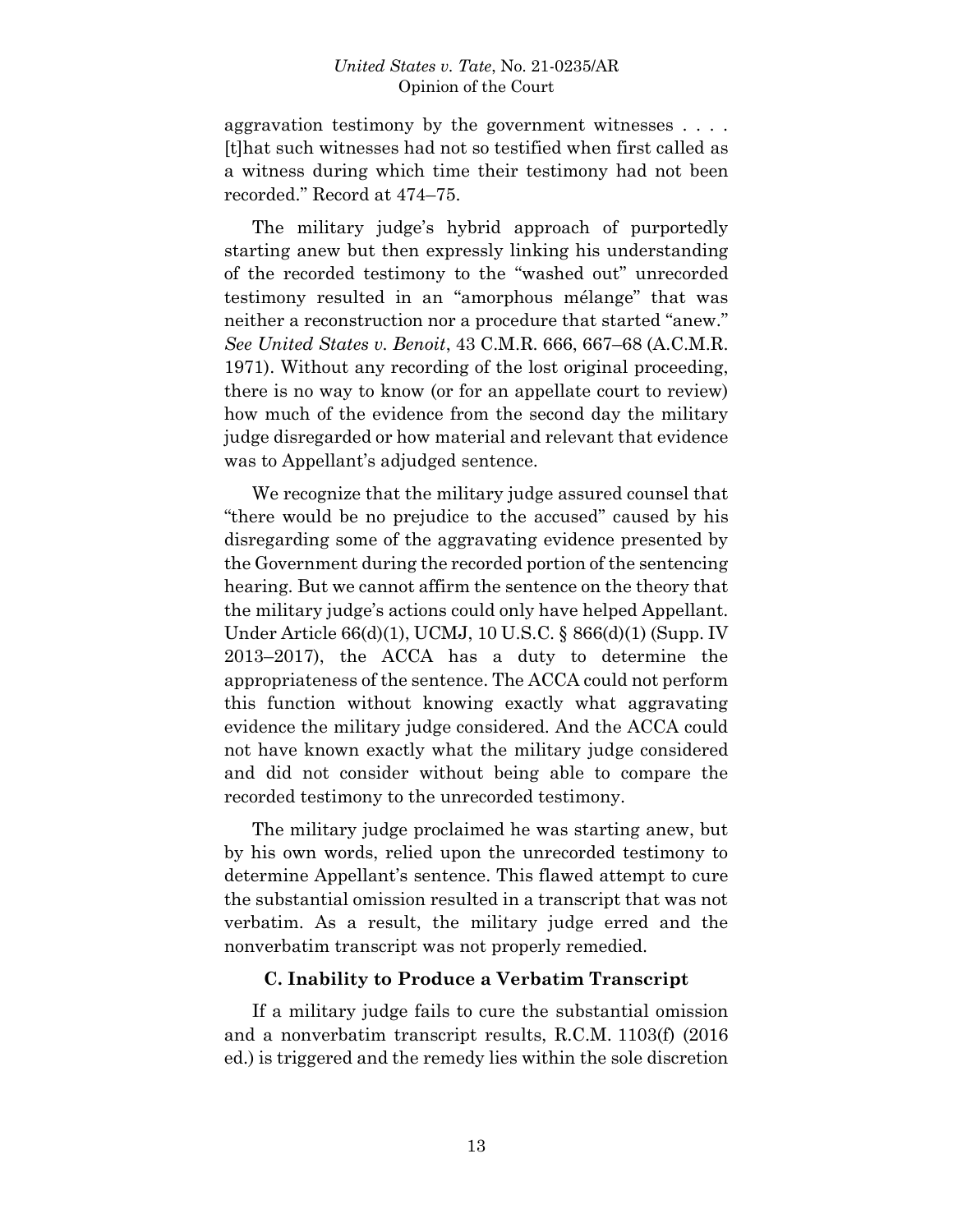aggravation testimony by the government witnesses . . . . [t]hat such witnesses had not so testified when first called as a witness during which time their testimony had not been recorded." Record at 474–75.

The military judge's hybrid approach of purportedly starting anew but then expressly linking his understanding of the recorded testimony to the "washed out" unrecorded testimony resulted in an "amorphous mélange" that was neither a reconstruction nor a procedure that started "anew." *See United States v. Benoit*, 43 C.M.R. 666, 667–68 (A.C.M.R. 1971). Without any recording of the lost original proceeding, there is no way to know (or for an appellate court to review) how much of the evidence from the second day the military judge disregarded or how material and relevant that evidence was to Appellant's adjudged sentence.

We recognize that the military judge assured counsel that "there would be no prejudice to the accused" caused by his disregarding some of the aggravating evidence presented by the Government during the recorded portion of the sentencing hearing. But we cannot affirm the sentence on the theory that the military judge's actions could only have helped Appellant. Under Article 66(d)(1), UCMJ, 10 U.S.C. § 866(d)(1) (Supp. IV 2013–2017), the ACCA has a duty to determine the appropriateness of the sentence. The ACCA could not perform this function without knowing exactly what aggravating evidence the military judge considered. And the ACCA could not have known exactly what the military judge considered and did not consider without being able to compare the recorded testimony to the unrecorded testimony.

The military judge proclaimed he was starting anew, but by his own words, relied upon the unrecorded testimony to determine Appellant's sentence. This flawed attempt to cure the substantial omission resulted in a transcript that was not verbatim. As a result, the military judge erred and the nonverbatim transcript was not properly remedied.

### C. Inability to Produce a Verbatim Transcript

If a military judge fails to cure the substantial omission and a nonverbatim transcript results, R.C.M. 1103(f) (2016 ed.) is triggered and the remedy lies within the sole discretion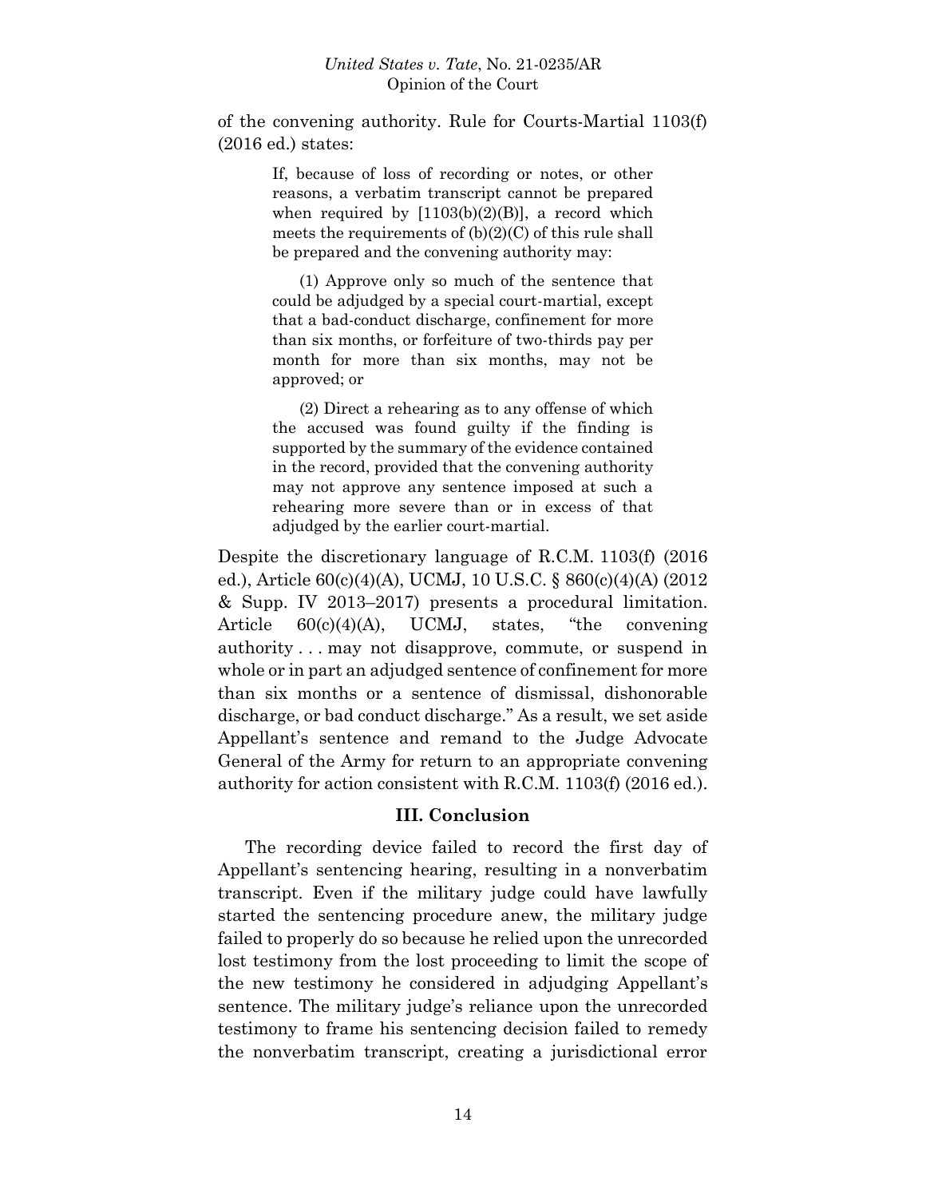of the convening authority. Rule for Courts-Martial 1103(f) (2016 ed.) states:

> If, because of loss of recording or notes, or other reasons, a verbatim transcript cannot be prepared when required by [1103(b)(2)(B)], a record which meets the requirements of (b)(2)(C) of this rule shall be prepared and the convening authority may:
>
> (1) Approve only so much of the sentence that could be adjudged by a special court-martial, except that a bad-conduct discharge, confinement for more than six months, or forfeiture of two-thirds pay per month for more than six months, may not be approved; or
>
> (2) Direct a rehearing as to any offense of which the accused was found guilty if the finding is supported by the summary of the evidence contained in the record, provided that the convening authority may not approve any sentence imposed at such a rehearing more severe than or in excess of that adjudged by the earlier court-martial.

Despite the discretionary language of R.C.M. 1103(f) (2016 ed.), Article 60(c)(4)(A), UCMJ, 10 U.S.C. § 860(c)(4)(A) (2012 & Supp. IV 2013–2017) presents a procedural limitation. Article 60(c)(4)(A), UCMJ, states, "the convening authority . . . may not disapprove, commute, or suspend in whole or in part an adjudged sentence of confinement for more than six months or a sentence of dismissal, dishonorable discharge, or bad conduct discharge." As a result, we set aside Appellant's sentence and remand to the Judge Advocate General of the Army for return to an appropriate convening authority for action consistent with R.C.M. 1103(f) (2016 ed.).

## III. Conclusion

The recording device failed to record the first day of Appellant's sentencing hearing, resulting in a nonverbatim transcript. Even if the military judge could have lawfully started the sentencing procedure anew, the military judge failed to properly do so because he relied upon the unrecorded lost testimony from the lost proceeding to limit the scope of the new testimony he considered in adjudging Appellant's sentence. The military judge's reliance upon the unrecorded testimony to frame his sentencing decision failed to remedy the nonverbatim transcript, creating a jurisdictional error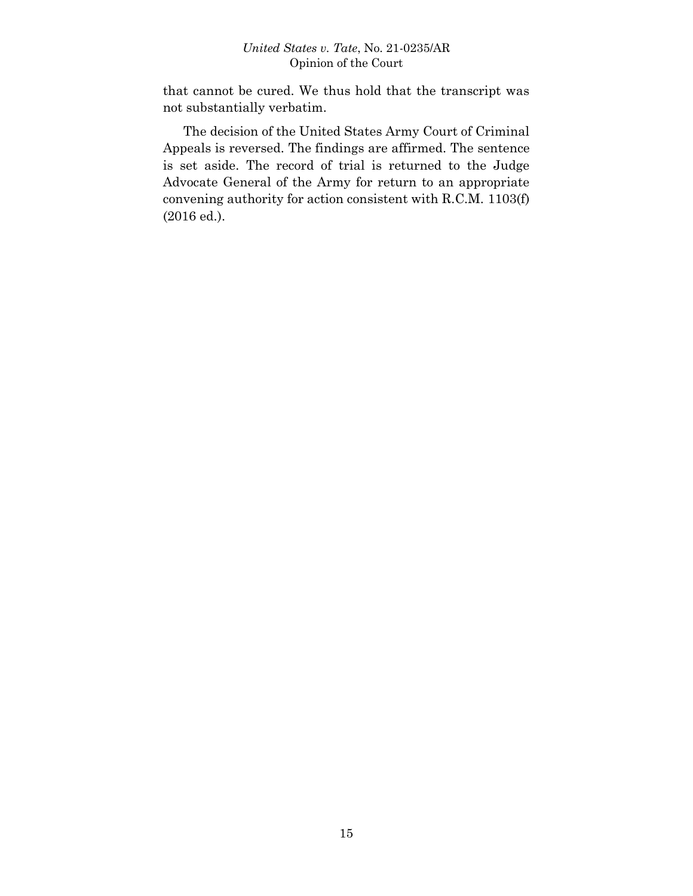that cannot be cured. We thus hold that the transcript was not substantially verbatim.

The decision of the United States Army Court of Criminal Appeals is reversed. The findings are affirmed. The sentence is set aside. The record of trial is returned to the Judge Advocate General of the Army for return to an appropriate convening authority for action consistent with R.C.M. 1103(f) (2016 ed.).